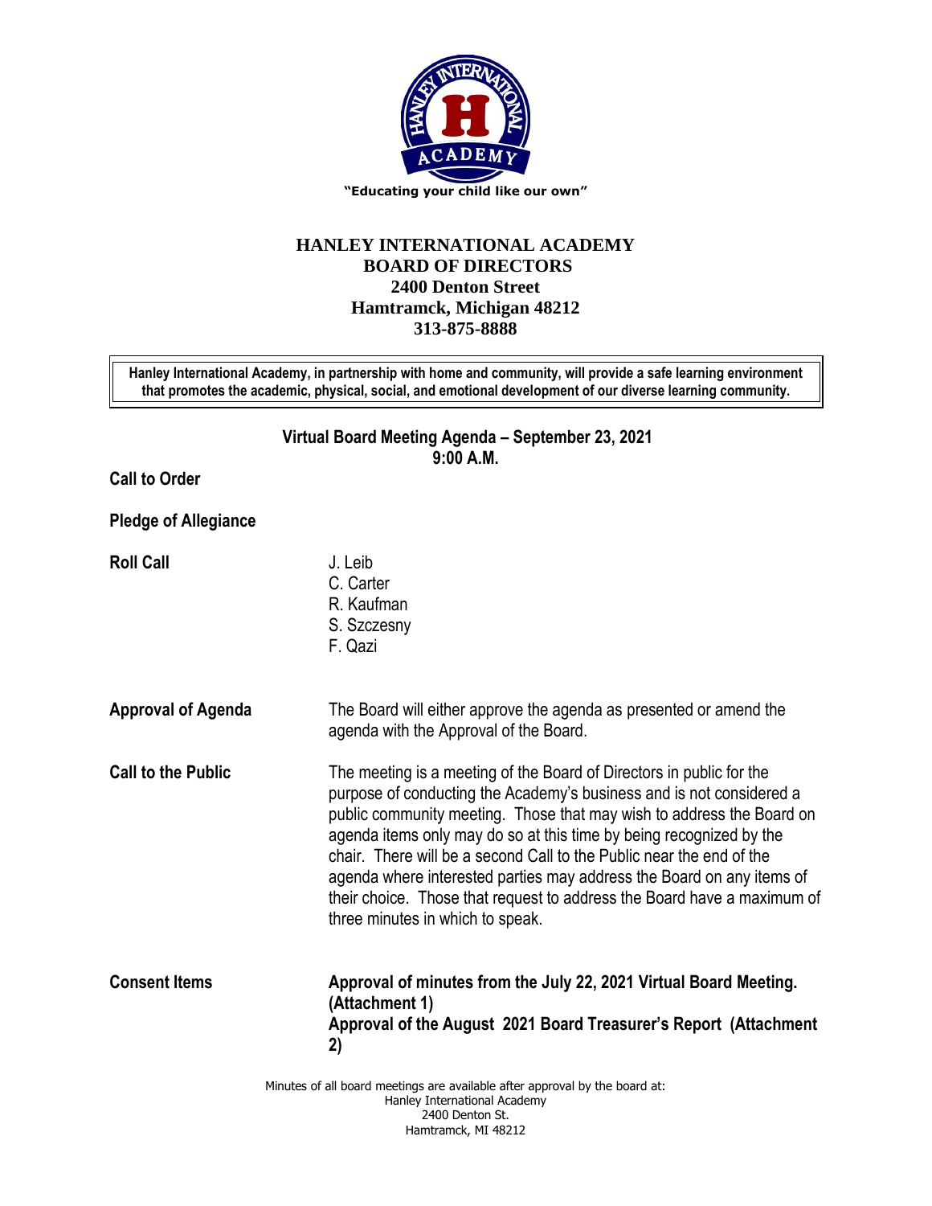"Educating your child like our own"

# HANLEY INTERNATIONAL ACADEMY
## BOARD OF DIRECTORS
**2400 Denton Street**
**Hamtramck, Michigan 48212**
**313-875-8888**

> **Hanley International Academy, in partnership with home and community, will provide a safe learning environment that promotes the academic, physical, social, and emotional development of our diverse learning community.**

## Virtual Board Meeting Agenda – September 23, 2021
**9:00 A.M.**

**Call to Order**

**Pledge of Allegiance**

**Roll Call**

- J. Leib
- C. Carter
- R. Kaufman
- S. Szczesny
- F. Qazi

**Approval of Agenda**

The Board will either approve the agenda as presented or amend the agenda with the Approval of the Board.

**Call to the Public**

The meeting is a meeting of the Board of Directors in public for the purpose of conducting the Academy's business and is not considered a public community meeting. Those that may wish to address the Board on agenda items only may do so at this time by being recognized by the chair. There will be a second Call to the Public near the end of the agenda where interested parties may address the Board on any items of their choice. Those that request to address the Board have a maximum of three minutes in which to speak.

**Consent Items**

**Approval of minutes from the July 22, 2021 Virtual Board Meeting. (Attachment 1)**
**Approval of the August 2021 Board Treasurer's Report (Attachment 2)**

Minutes of all board meetings are available after approval by the board at:
Hanley International Academy
2400 Denton St.
Hamtramck, MI 48212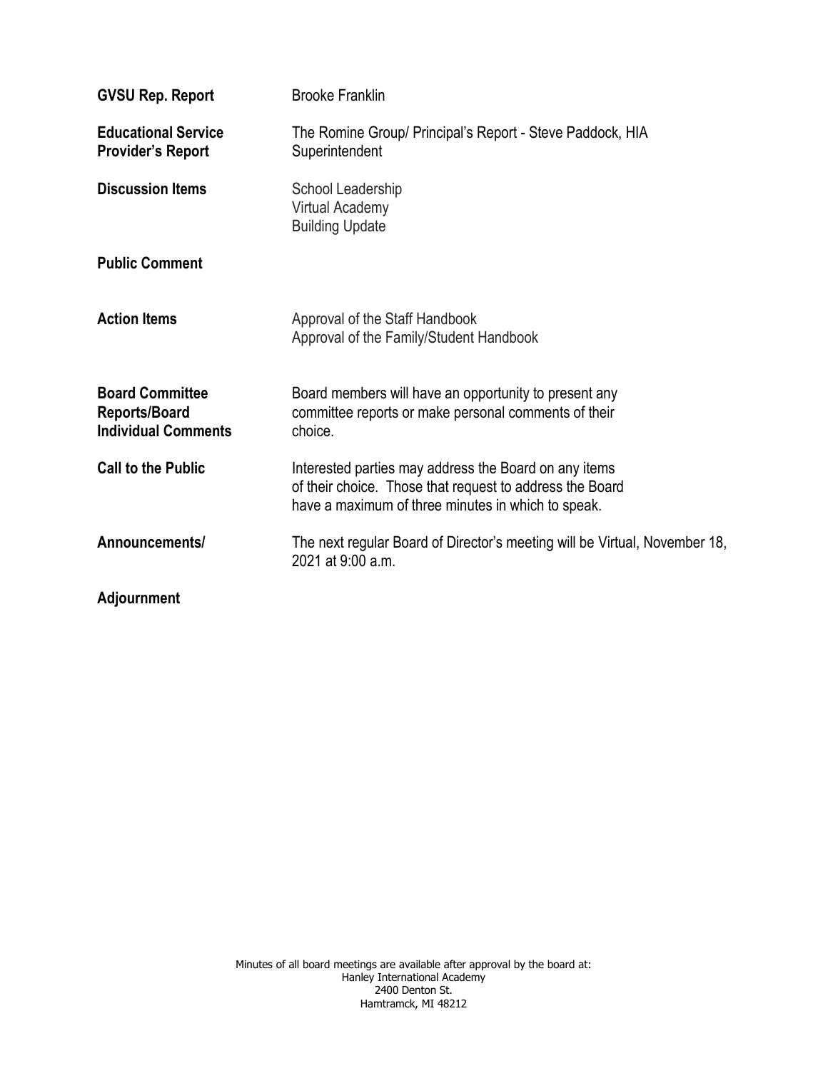**GVSU Rep. Report** Brooke Franklin

**Educational Service Provider's Report** The Romine Group/ Principal's Report - Steve Paddock, HIA Superintendent

**Discussion Items** School Leadership
Virtual Academy
Building Update

**Public Comment**

**Action Items** Approval of the Staff Handbook
Approval of the Family/Student Handbook

**Board Committee Reports/Board Individual Comments** Board members will have an opportunity to present any committee reports or make personal comments of their choice.

**Call to the Public** Interested parties may address the Board on any items of their choice. Those that request to address the Board have a maximum of three minutes in which to speak.

**Announcements/** The next regular Board of Director's meeting will be Virtual, November 18, 2021 at 9:00 a.m.

**Adjournment**

Minutes of all board meetings are available after approval by the board at:
Hanley International Academy
2400 Denton St.
Hamtramck, MI 48212